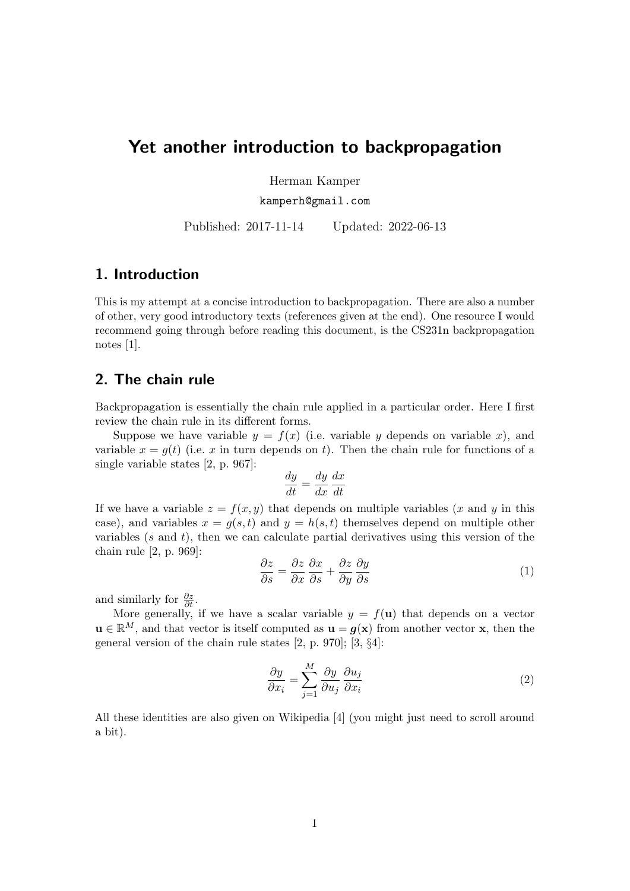# Yet another introduction to backpropagation

Herman Kamper

kamperh@gmail.com

Published: 2017-11-14 Updated: 2022-06-13

## 1. Introduction

This is my attempt at a concise introduction to backpropagation. There are also a number of other, very good introductory texts (references given at the end). One resource I would recommend going through before reading this document, is the CS231n backpropagation notes [1].

## 2. The chain rule

Backpropagation is essentially the chain rule applied in a particular order. Here I first review the chain rule in its different forms.

Suppose we have variable $y = f(x)$ (i.e. variable $y$ depends on variable $x$), and variable $x = g(t)$ (i.e. $x$ in turn depends on $t$). Then the chain rule for functions of a single variable states [2, p. 967]:

$$\frac{dy}{dt} = \frac{dy}{dx}\frac{dx}{dt}$$

If we have a variable $z = f(x, y)$ that depends on multiple variables ($x$ and $y$ in this case), and variables $x = g(s, t)$ and $y = h(s, t)$ themselves depend on multiple other variables ($s$ and $t$), then we can calculate partial derivatives using this version of the chain rule [2, p. 969]:

$$\frac{\partial z}{\partial s} = \frac{\partial z}{\partial x}\frac{\partial x}{\partial s} + \frac{\partial z}{\partial y}\frac{\partial y}{\partial s} \tag{1}$$

and similarly for $\frac{\partial z}{\partial t}$.

More generally, if we have a scalar variable $y = f(\mathbf{u})$ that depends on a vector $\mathbf{u} \in \mathbb{R}^M$, and that vector is itself computed as $\mathbf{u} = \boldsymbol{g}(\mathbf{x})$ from another vector $\mathbf{x}$, then the general version of the chain rule states [2, p. 970]; [3, §4]:

$$\frac{\partial y}{\partial x_i} = \sum_{j=1}^{M} \frac{\partial y}{\partial u_j}\frac{\partial u_j}{\partial x_i} \tag{2}$$

All these identities are also given on Wikipedia [4] (you might just need to scroll around a bit).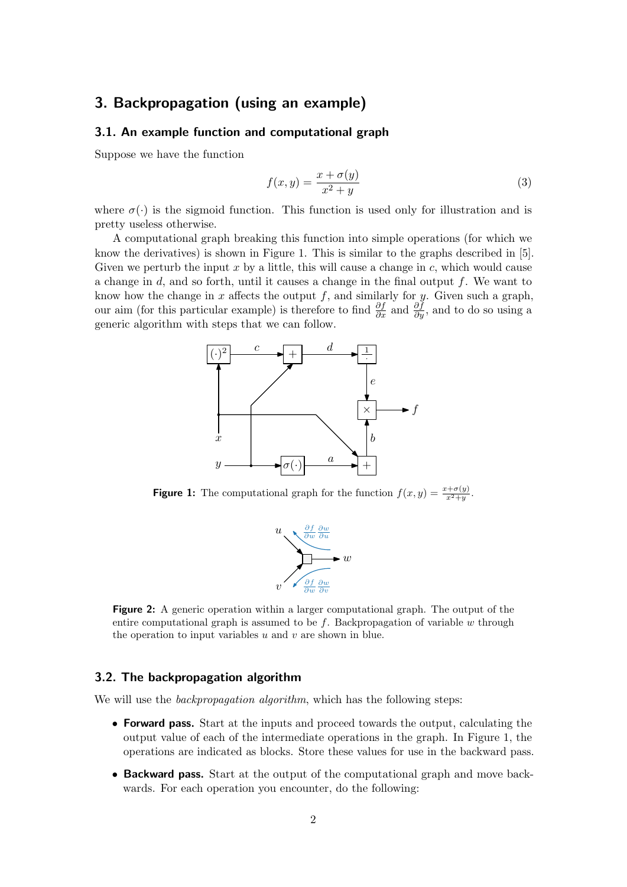## 3. Backpropagation (using an example)

### 3.1. An example function and computational graph

Suppose we have the function

$$f(x, y) = \frac{x + \sigma(y)}{x^2 + y} \tag{3}$$

where $\sigma(\cdot)$ is the sigmoid function. This function is used only for illustration and is pretty useless otherwise.

A computational graph breaking this function into simple operations (for which we know the derivatives) is shown in Figure 1. This is similar to the graphs described in [5]. Given we perturb the input $x$ by a little, this will cause a change in $c$, which would cause a change in $d$, and so forth, until it causes a change in the final output $f$. We want to know how the change in $x$ affects the output $f$, and similarly for $y$. Given such a graph, our aim (for this particular example) is therefore to find $\frac{\partial f}{\partial x}$ and $\frac{\partial f}{\partial y}$, and to do so using a generic algorithm with steps that we can follow.

**Figure 1:** The computational graph for the function $f(x, y) = \frac{x+\sigma(y)}{x^2+y}$.

**Figure 2:** A generic operation within a larger computational graph. The output of the entire computational graph is assumed to be $f$. Backpropagation of variable $w$ through the operation to input variables $u$ and $v$ are shown in blue.

### 3.2. The backpropagation algorithm

We will use the *backpropagation algorithm*, which has the following steps:

- **Forward pass.** Start at the inputs and proceed towards the output, calculating the output value of each of the intermediate operations in the graph. In Figure 1, the operations are indicated as blocks. Store these values for use in the backward pass.
- **Backward pass.** Start at the output of the computational graph and move backwards. For each operation you encounter, do the following: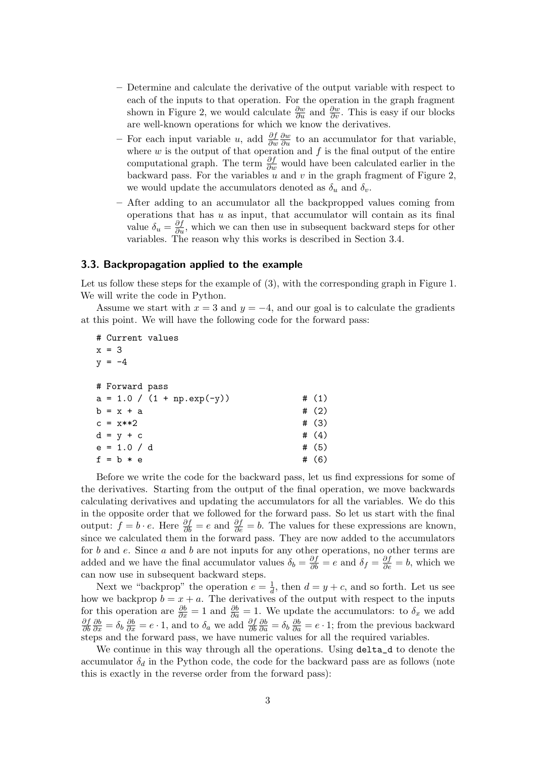- Determine and calculate the derivative of the output variable with respect to each of the inputs to that operation. For the operation in the graph fragment shown in Figure 2, we would calculate $\frac{\partial w}{\partial u}$ and $\frac{\partial w}{\partial v}$. This is easy if our blocks are well-known operations for which we know the derivatives.
- For each input variable $u$, add $\frac{\partial f}{\partial w}\frac{\partial w}{\partial u}$ to an accumulator for that variable, where $w$ is the output of that operation and $f$ is the final output of the entire computational graph. The term $\frac{\partial f}{\partial w}$ would have been calculated earlier in the backward pass. For the variables $u$ and $v$ in the graph fragment of Figure 2, we would update the accumulators denoted as $\delta_u$ and $\delta_v$.
- After adding to an accumulator all the backpropped values coming from operations that has $u$ as input, that accumulator will contain as its final value $\delta_u = \frac{\partial f}{\partial u}$, which we can then use in subsequent backward steps for other variables. The reason why this works is described in Section 3.4.

### 3.3. Backpropagation applied to the example

Let us follow these steps for the example of (3), with the corresponding graph in Figure 1. We will write the code in Python.

Assume we start with $x = 3$ and $y = -4$, and our goal is to calculate the gradients at this point. We will have the following code for the forward pass:

```
# Current values
x = 3
y = -4

# Forward pass
a = 1.0 / (1 + np.exp(-y))                    # (1)
b = x + a                                     # (2)
c = x**2                                      # (3)
d = y + c                                     # (4)
e = 1.0 / d                                   # (5)
f = b * e                                     # (6)
```

Before we write the code for the backward pass, let us find expressions for some of the derivatives. Starting from the output of the final operation, we move backwards calculating derivatives and updating the accumulators for all the variables. We do this in the opposite order that we followed for the forward pass. So let us start with the final output: $f = b \cdot e$. Here $\frac{\partial f}{\partial b} = e$ and $\frac{\partial f}{\partial e} = b$. The values for these expressions are known, since we calculated them in the forward pass. They are now added to the accumulators for $b$ and $e$. Since $a$ and $b$ are not inputs for any other operations, no other terms are added and we have the final accumulator values $\delta_b = \frac{\partial f}{\partial b} = e$ and $\delta_f = \frac{\partial f}{\partial e} = b$, which we can now use in subsequent backward steps.

Next we "backprop" the operation $e = \frac{1}{d}$, then $d = y + c$, and so forth. Let us see how we backprop $b = x + a$. The derivatives of the output with respect to the inputs for this operation are $\frac{\partial b}{\partial x} = 1$ and $\frac{\partial b}{\partial a} = 1$. We update the accumulators: to $\delta_x$ we add $\frac{\partial f}{\partial b}\frac{\partial b}{\partial x} = \delta_b \frac{\partial b}{\partial x} = e \cdot 1$, and to $\delta_a$ we add $\frac{\partial f}{\partial b}\frac{\partial b}{\partial a} = \delta_b \frac{\partial b}{\partial a} = e \cdot 1$; from the previous backward steps and the forward pass, we have numeric values for all the required variables.

We continue in this way through all the operations. Using `delta_d` to denote the accumulator $\delta_d$ in the Python code, the code for the backward pass are as follows (note this is exactly in the reverse order from the forward pass):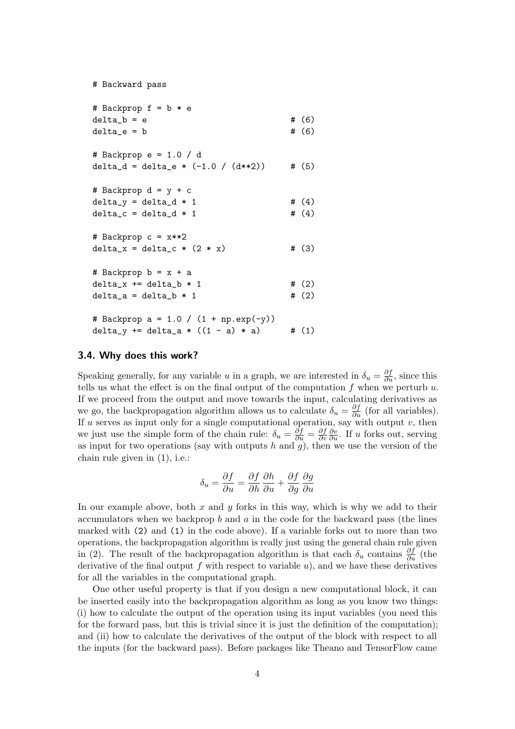```
# Backward pass

# Backprop f = b * e
delta_b = e                              # (6)
delta_e = b                              # (6)

# Backprop e = 1.0 / d
delta_d = delta_e * (-1.0 / (d**2))     # (5)

# Backprop d = y + c
delta_y = delta_d * 1                    # (4)
delta_c = delta_d * 1                    # (4)

# Backprop c = x**2
delta_x = delta_c * (2 * x)              # (3)

# Backprop b = x + a
delta_x += delta_b * 1                   # (2)
delta_a = delta_b * 1                    # (2)

# Backprop a = 1.0 / (1 + np.exp(-y))
delta_y += delta_a * ((1 - a) * a)       # (1)
```

### 3.4. Why does this work?

Speaking generally, for any variable $u$ in a graph, we are interested in $\delta_u = \frac{\partial f}{\partial u}$, since this tells us what the effect is on the final output of the computation $f$ when we perturb $u$. If we proceed from the output and move towards the input, calculating derivatives as we go, the backpropagation algorithm allows us to calculate $\delta_u = \frac{\partial f}{\partial u}$ (for all variables). If $u$ serves as input only for a single computational operation, say with output $v$, then we just use the simple form of the chain rule: $\delta_u = \frac{\partial f}{\partial u} = \frac{\partial f}{\partial v}\frac{\partial v}{\partial u}$. If $u$ forks out, serving as input for two operations (say with outputs $h$ and $g$), then we use the version of the chain rule given in (1), i.e.:

$$\delta_u = \frac{\partial f}{\partial u} = \frac{\partial f}{\partial h}\frac{\partial h}{\partial u} + \frac{\partial f}{\partial g}\frac{\partial g}{\partial u}$$

In our example above, both $x$ and $y$ forks in this way, which is why we add to their accumulators when we backprop $b$ and $a$ in the code for the backward pass (the lines marked with (2) and (1) in the code above). If a variable forks out to more than two operations, the backpropagation algorithm is really just using the general chain rule given in (2). The result of the backpropagation algorithm is that each $\delta_u$ contains $\frac{\partial f}{\partial u}$ (the derivative of the final output $f$ with respect to variable $u$), and we have these derivatives for all the variables in the computational graph.

One other useful property is that if you design a new computational block, it can be inserted easily into the backpropagation algorithm as long as you know two things: (i) how to calculate the output of the operation using its input variables (you need this for the forward pass, but this is trivial since it is just the definition of the computation); and (ii) how to calculate the derivatives of the output of the block with respect to all the inputs (for the backward pass). Before packages like Theano and TensorFlow came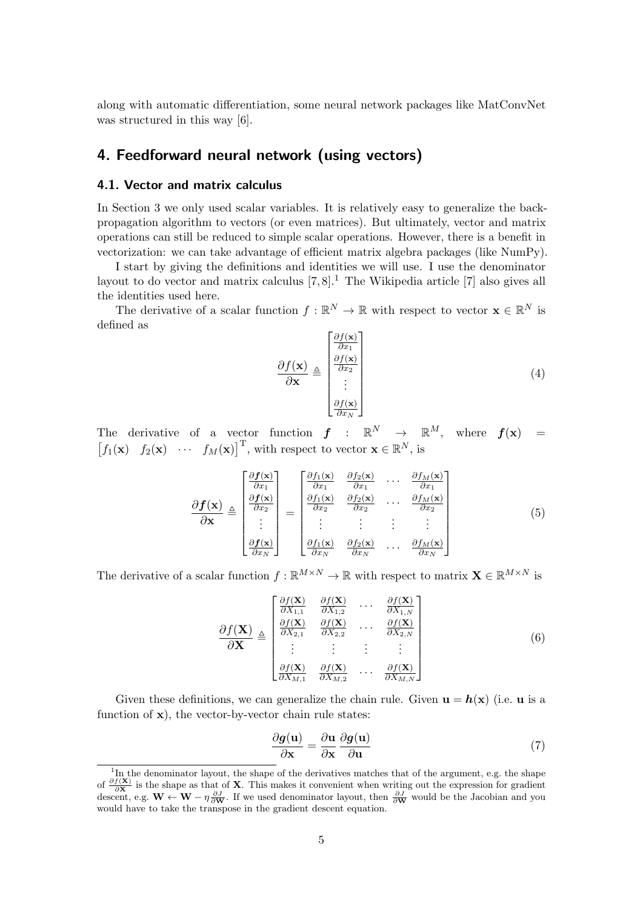along with automatic differentiation, some neural network packages like MatConvNet was structured in this way [6].

## 4. Feedforward neural network (using vectors)

### 4.1. Vector and matrix calculus

In Section 3 we only used scalar variables. It is relatively easy to generalize the backpropagation algorithm to vectors (or even matrices). But ultimately, vector and matrix operations can still be reduced to simple scalar operations. However, there is a benefit in vectorization: we can take advantage of efficient matrix algebra packages (like NumPy).

I start by giving the definitions and identities we will use. I use the denominator layout to do vector and matrix calculus [7, 8].[1] The Wikipedia article [7] also gives all the identities used here.

The derivative of a scalar function $f : \mathbb{R}^N \to \mathbb{R}$ with respect to vector $\mathbf{x} \in \mathbb{R}^N$ is defined as

$$\frac{\partial f(\mathbf{x})}{\partial \mathbf{x}} \triangleq \begin{bmatrix} \frac{\partial f(\mathbf{x})}{\partial x_1} \\ \frac{\partial f(\mathbf{x})}{\partial x_2} \\ \vdots \\ \frac{\partial f(\mathbf{x})}{\partial x_N} \end{bmatrix} \tag{4}$$

The derivative of a vector function $\boldsymbol{f} : \mathbb{R}^N \to \mathbb{R}^M$, where $\boldsymbol{f}(\mathbf{x}) = \begin{bmatrix} f_1(\mathbf{x}) & f_2(\mathbf{x}) & \cdots & f_M(\mathbf{x}) \end{bmatrix}^{\mathrm{T}}$, with respect to vector $\mathbf{x} \in \mathbb{R}^N$, is

$$\frac{\partial \boldsymbol{f}(\mathbf{x})}{\partial \mathbf{x}} \triangleq \begin{bmatrix} \frac{\partial \boldsymbol{f}(\mathbf{x})}{\partial x_1} \\ \frac{\partial \boldsymbol{f}(\mathbf{x})}{\partial x_2} \\ \vdots \\ \frac{\partial \boldsymbol{f}(\mathbf{x})}{\partial x_N} \end{bmatrix} = \begin{bmatrix} \frac{\partial f_1(\mathbf{x})}{\partial x_1} & \frac{\partial f_2(\mathbf{x})}{\partial x_1} & \cdots & \frac{\partial f_M(\mathbf{x})}{\partial x_1} \\ \frac{\partial f_1(\mathbf{x})}{\partial x_2} & \frac{\partial f_2(\mathbf{x})}{\partial x_2} & \cdots & \frac{\partial f_M(\mathbf{x})}{\partial x_2} \\ \vdots & \vdots & \vdots & \vdots \\ \frac{\partial f_1(\mathbf{x})}{\partial x_N} & \frac{\partial f_2(\mathbf{x})}{\partial x_N} & \cdots & \frac{\partial f_M(\mathbf{x})}{\partial x_N} \end{bmatrix} \tag{5}$$

The derivative of a scalar function $f : \mathbb{R}^{M \times N} \to \mathbb{R}$ with respect to matrix $\mathbf{X} \in \mathbb{R}^{M \times N}$ is

$$\frac{\partial f(\mathbf{X})}{\partial \mathbf{X}} \triangleq \begin{bmatrix} \frac{\partial f(\mathbf{X})}{\partial X_{1,1}} & \frac{\partial f(\mathbf{X})}{\partial X_{1,2}} & \cdots & \frac{\partial f(\mathbf{X})}{\partial X_{1,N}} \\ \frac{\partial f(\mathbf{X})}{\partial X_{2,1}} & \frac{\partial f(\mathbf{X})}{\partial X_{2,2}} & \cdots & \frac{\partial f(\mathbf{X})}{\partial X_{2,N}} \\ \vdots & \vdots & \vdots & \vdots \\ \frac{\partial f(\mathbf{X})}{\partial X_{M,1}} & \frac{\partial f(\mathbf{X})}{\partial X_{M,2}} & \cdots & \frac{\partial f(\mathbf{X})}{\partial X_{M,N}} \end{bmatrix} \tag{6}$$

Given these definitions, we can generalize the chain rule. Given $\mathbf{u} = \boldsymbol{h}(\mathbf{x})$ (i.e. $\mathbf{u}$ is a function of $\mathbf{x}$), the vector-by-vector chain rule states:

$$\frac{\partial \boldsymbol{g}(\mathbf{u})}{\partial \mathbf{x}} = \frac{\partial \mathbf{u}}{\partial \mathbf{x}} \frac{\partial \boldsymbol{g}(\mathbf{u})}{\partial \mathbf{u}} \tag{7}$$

[1] In the denominator layout, the shape of the derivatives matches that of the argument, e.g. the shape of $\frac{\partial f(\mathbf{X})}{\partial \mathbf{X}}$ is the shape as that of $\mathbf{X}$. This makes it convenient when writing out the expression for gradient descent, e.g. $\mathbf{W} \leftarrow \mathbf{W} - \eta \frac{\partial J}{\partial \mathbf{W}}$. If we used denominator layout, then $\frac{\partial J}{\partial \mathbf{W}}$ would be the Jacobian and you would have to take the transpose in the gradient descent equation.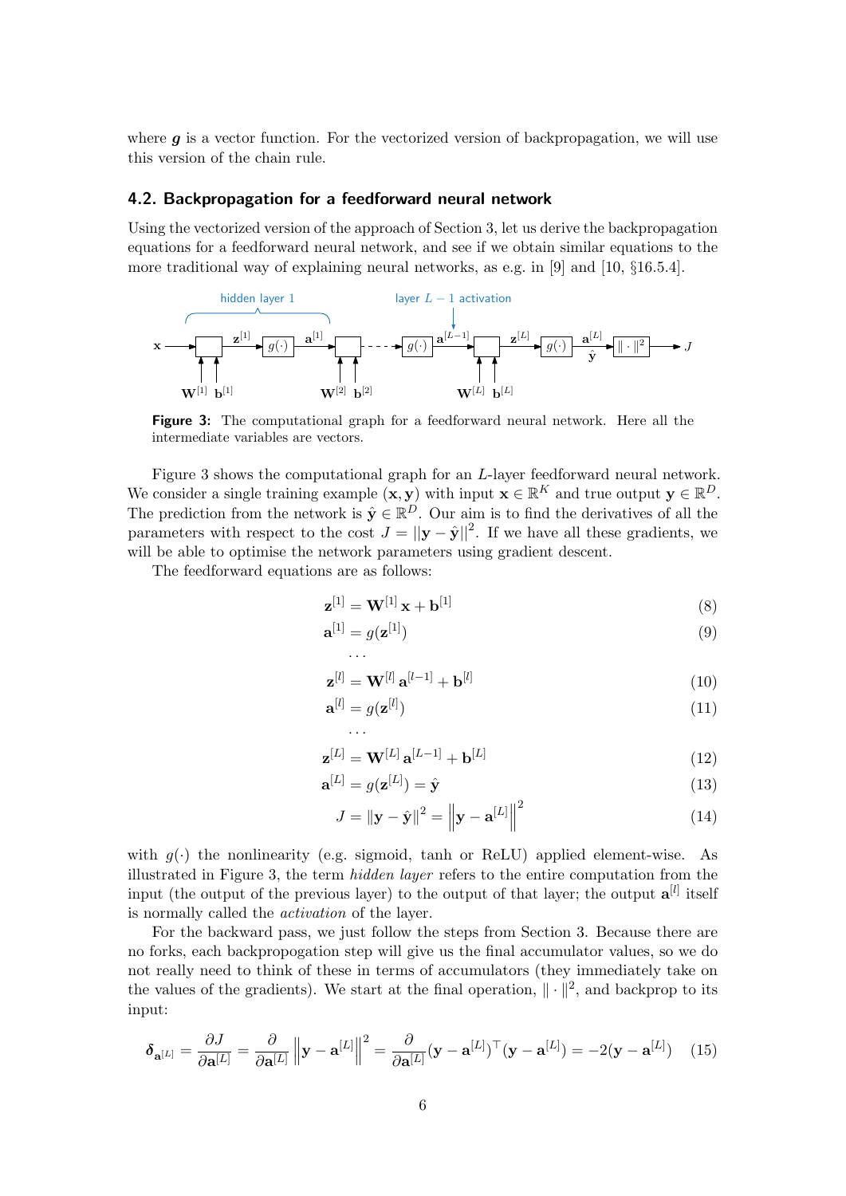where $\boldsymbol{g}$ is a vector function. For the vectorized version of backpropagation, we will use this version of the chain rule.

### 4.2. Backpropagation for a feedforward neural network

Using the vectorized version of the approach of Section 3, let us derive the backpropagation equations for a feedforward neural network, and see if we obtain similar equations to the more traditional way of explaining neural networks, as e.g. in [9] and [10, §16.5.4].

**Figure 3:** The computational graph for a feedforward neural network. Here all the intermediate variables are vectors.

Figure 3 shows the computational graph for an $L$-layer feedforward neural network. We consider a single training example $(\mathbf{x}, \mathbf{y})$ with input $\mathbf{x} \in \mathbb{R}^K$ and true output $\mathbf{y} \in \mathbb{R}^D$. The prediction from the network is $\hat{\mathbf{y}} \in \mathbb{R}^D$. Our aim is to find the derivatives of all the parameters with respect to the cost $J = ||\mathbf{y} - \hat{\mathbf{y}}||^2$. If we have all these gradients, we will be able to optimise the network parameters using gradient descent.

The feedforward equations are as follows:

$$\mathbf{z}^{[1]} = \mathbf{W}^{[1]}\,\mathbf{x} + \mathbf{b}^{[1]} \tag{8}$$

$$\mathbf{a}^{[1]} = g(\mathbf{z}^{[1]}) \tag{9}$$

$$\cdots$$

$$\mathbf{z}^{[l]} = \mathbf{W}^{[l]}\,\mathbf{a}^{[l-1]} + \mathbf{b}^{[l]} \tag{10}$$

$$\mathbf{a}^{[l]} = g(\mathbf{z}^{[l]}) \tag{11}$$

$$\cdots$$

$$\mathbf{z}^{[L]} = \mathbf{W}^{[L]}\,\mathbf{a}^{[L-1]} + \mathbf{b}^{[L]} \tag{12}$$

$$\mathbf{a}^{[L]} = g(\mathbf{z}^{[L]}) = \hat{\mathbf{y}} \tag{13}$$

$$J = \|\mathbf{y} - \hat{\mathbf{y}}\|^2 = \left\|\mathbf{y} - \mathbf{a}^{[L]}\right\|^2 \tag{14}$$

with $g(\cdot)$ the nonlinearity (e.g. sigmoid, tanh or ReLU) applied element-wise. As illustrated in Figure 3, the term *hidden layer* refers to the entire computation from the input (the output of the previous layer) to the output of that layer; the output $\mathbf{a}^{[l]}$ itself is normally called the *activation* of the layer.

For the backward pass, we just follow the steps from Section 3. Because there are no forks, each backpropogation step will give us the final accumulator values, so we do not really need to think of these in terms of accumulators (they immediately take on the values of the gradients). We start at the final operation, $\|\cdot\|^2$, and backprop to its input:

$$\boldsymbol{\delta}_{\mathbf{a}^{[L]}} = \frac{\partial J}{\partial \mathbf{a}^{[L]}} = \frac{\partial}{\partial \mathbf{a}^{[L]}} \left\|\mathbf{y} - \mathbf{a}^{[L]}\right\|^2 = \frac{\partial}{\partial \mathbf{a}^{[L]}} (\mathbf{y} - \mathbf{a}^{[L]})^\top (\mathbf{y} - \mathbf{a}^{[L]}) = -2(\mathbf{y} - \mathbf{a}^{[L]}) \tag{15}$$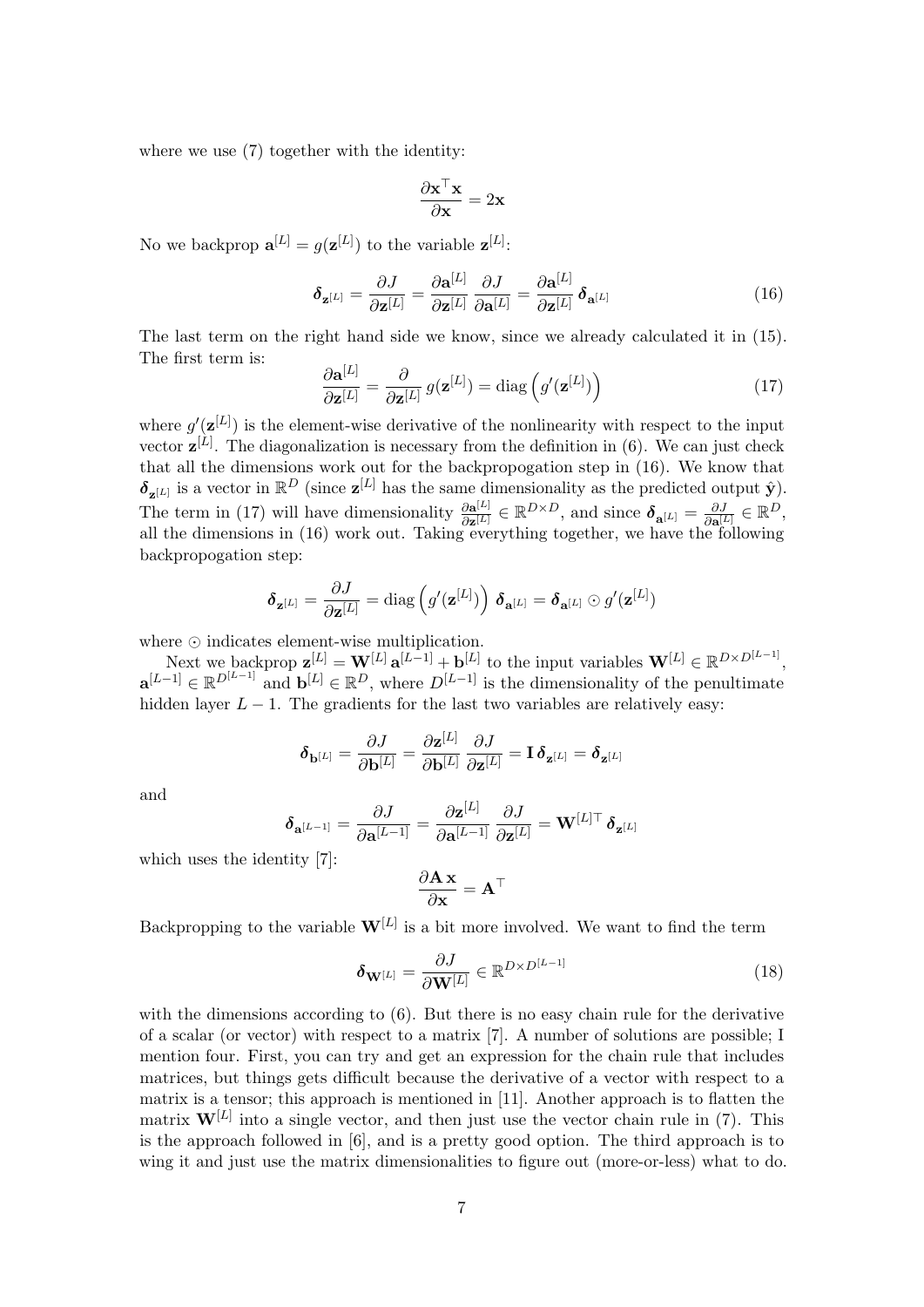where we use (7) together with the identity:

$$\frac{\partial \mathbf{x}^\top \mathbf{x}}{\partial \mathbf{x}} = 2\mathbf{x}$$

No we backprop $\mathbf{a}^{[L]} = g(\mathbf{z}^{[L]})$ to the variable $\mathbf{z}^{[L]}$:

$$\boldsymbol{\delta}_{\mathbf{z}^{[L]}} = \frac{\partial J}{\partial \mathbf{z}^{[L]}} = \frac{\partial \mathbf{a}^{[L]}}{\partial \mathbf{z}^{[L]}} \frac{\partial J}{\partial \mathbf{a}^{[L]}} = \frac{\partial \mathbf{a}^{[L]}}{\partial \mathbf{z}^{[L]}} \boldsymbol{\delta}_{\mathbf{a}^{[L]}} \tag{16}$$

The last term on the right hand side we know, since we already calculated it in (15). The first term is:

$$\frac{\partial \mathbf{a}^{[L]}}{\partial \mathbf{z}^{[L]}} = \frac{\partial}{\partial \mathbf{z}^{[L]}} g(\mathbf{z}^{[L]}) = \operatorname{diag}\left(g'(\mathbf{z}^{[L]})\right) \tag{17}$$

where $g'(\mathbf{z}^{[L]})$ is the element-wise derivative of the nonlinearity with respect to the input vector $\mathbf{z}^{[L]}$. The diagonalization is necessary from the definition in (6). We can just check that all the dimensions work out for the backpropogation step in (16). We know that $\boldsymbol{\delta}_{\mathbf{z}^{[L]}}$ is a vector in $\mathbb{R}^D$ (since $\mathbf{z}^{[L]}$ has the same dimensionality as the predicted output $\hat{\mathbf{y}}$). The term in (17) will have dimensionality $\frac{\partial \mathbf{a}^{[L]}}{\partial \mathbf{z}^{[L]}} \in \mathbb{R}^{D \times D}$, and since $\boldsymbol{\delta}_{\mathbf{a}^{[L]}} = \frac{\partial J}{\partial \mathbf{a}^{[L]}} \in \mathbb{R}^D$, all the dimensions in (16) work out. Taking everything together, we have the following backpropogation step:

$$\boldsymbol{\delta}_{\mathbf{z}^{[L]}} = \frac{\partial J}{\partial \mathbf{z}^{[L]}} = \operatorname{diag}\left(g'(\mathbf{z}^{[L]})\right) \boldsymbol{\delta}_{\mathbf{a}^{[L]}} = \boldsymbol{\delta}_{\mathbf{a}^{[L]}} \odot g'(\mathbf{z}^{[L]})$$

where $\odot$ indicates element-wise multiplication.

Next we backprop $\mathbf{z}^{[L]} = \mathbf{W}^{[L]} \mathbf{a}^{[L-1]} + \mathbf{b}^{[L]}$ to the input variables $\mathbf{W}^{[L]} \in \mathbb{R}^{D \times D^{[L-1]}}$, $\mathbf{a}^{[L-1]} \in \mathbb{R}^{D^{[L-1]}}$ and $\mathbf{b}^{[L]} \in \mathbb{R}^D$, where $D^{[L-1]}$ is the dimensionality of the penultimate hidden layer $L-1$. The gradients for the last two variables are relatively easy:

$$\boldsymbol{\delta}_{\mathbf{b}^{[L]}} = \frac{\partial J}{\partial \mathbf{b}^{[L]}} = \frac{\partial \mathbf{z}^{[L]}}{\partial \mathbf{b}^{[L]}} \frac{\partial J}{\partial \mathbf{z}^{[L]}} = \mathbf{I}\, \boldsymbol{\delta}_{\mathbf{z}^{[L]}} = \boldsymbol{\delta}_{\mathbf{z}^{[L]}}$$

and

$$\boldsymbol{\delta}_{\mathbf{a}^{[L-1]}} = \frac{\partial J}{\partial \mathbf{a}^{[L-1]}} = \frac{\partial \mathbf{z}^{[L]}}{\partial \mathbf{a}^{[L-1]}} \frac{\partial J}{\partial \mathbf{z}^{[L]}} = \mathbf{W}^{[L]\top} \boldsymbol{\delta}_{\mathbf{z}^{[L]}}$$

which uses the identity [7]:

$$\frac{\partial \mathbf{A}\, \mathbf{x}}{\partial \mathbf{x}} = \mathbf{A}^\top$$

Backpropping to the variable $\mathbf{W}^{[L]}$ is a bit more involved. We want to find the term

$$\boldsymbol{\delta}_{\mathbf{W}^{[L]}} = \frac{\partial J}{\partial \mathbf{W}^{[L]}} \in \mathbb{R}^{D \times D^{[L-1]}} \tag{18}$$

with the dimensions according to (6). But there is no easy chain rule for the derivative of a scalar (or vector) with respect to a matrix [7]. A number of solutions are possible; I mention four. First, you can try and get an expression for the chain rule that includes matrices, but things gets difficult because the derivative of a vector with respect to a matrix is a tensor; this approach is mentioned in [11]. Another approach is to flatten the matrix $\mathbf{W}^{[L]}$ into a single vector, and then just use the vector chain rule in (7). This is the approach followed in [6], and is a pretty good option. The third approach is to wing it and just use the matrix dimensionalities to figure out (more-or-less) what to do.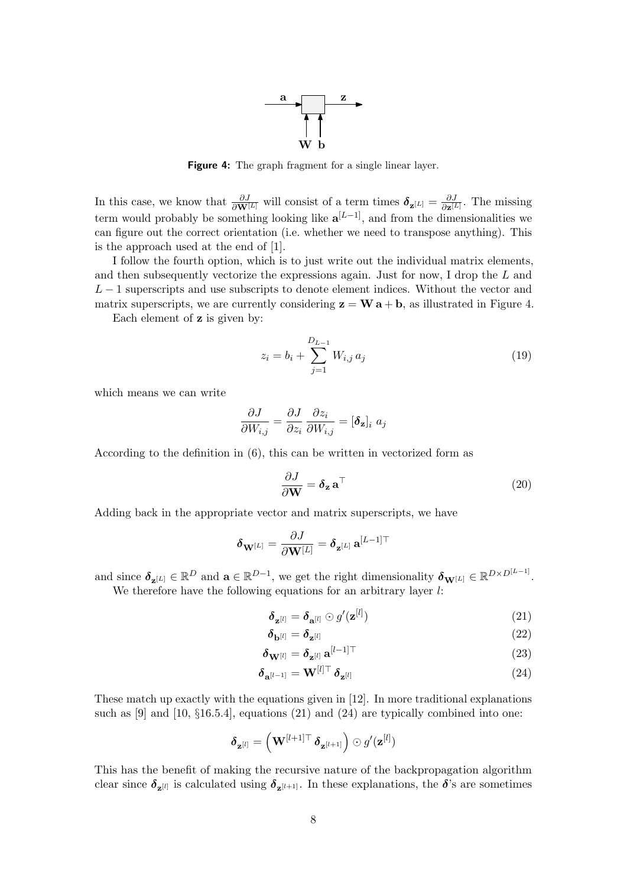Figure 4: The graph fragment for a single linear layer.

In this case, we know that $\frac{\partial J}{\partial \mathbf{W}^{[L]}}$ will consist of a term times $\boldsymbol{\delta}_{\mathbf{z}^{[L]}} = \frac{\partial J}{\partial \mathbf{z}^{[L]}}$. The missing term would probably be something looking like $\mathbf{a}^{[L-1]}$, and from the dimensionalities we can figure out the correct orientation (i.e. whether we need to transpose anything). This is the approach used at the end of [1].

I follow the fourth option, which is to just write out the individual matrix elements, and then subsequently vectorize the expressions again. Just for now, I drop the $L$ and $L-1$ superscripts and use subscripts to denote element indices. Without the vector and matrix superscripts, we are currently considering $\mathbf{z} = \mathbf{W}\,\mathbf{a} + \mathbf{b}$, as illustrated in Figure 4.

Each element of $\mathbf{z}$ is given by:

$$z_i = b_i + \sum_{j=1}^{D_{L-1}} W_{i,j}\, a_j \tag{19}$$

which means we can write

$$\frac{\partial J}{\partial W_{i,j}} = \frac{\partial J}{\partial z_i}\,\frac{\partial z_i}{\partial W_{i,j}} = [\boldsymbol{\delta}_{\mathbf{z}}]_i\; a_j$$

According to the definition in (6), this can be written in vectorized form as

$$\frac{\partial J}{\partial \mathbf{W}} = \boldsymbol{\delta}_{\mathbf{z}}\,\mathbf{a}^{\top} \tag{20}$$

Adding back in the appropriate vector and matrix superscripts, we have

$$\boldsymbol{\delta}_{\mathbf{W}^{[L]}} = \frac{\partial J}{\partial \mathbf{W}^{[L]}} = \boldsymbol{\delta}_{\mathbf{z}^{[L]}}\,\mathbf{a}^{[L-1]\top}$$

and since $\boldsymbol{\delta}_{\mathbf{z}^{[L]}} \in \mathbb{R}^{D}$ and $\mathbf{a} \in \mathbb{R}^{D-1}$, we get the right dimensionality $\boldsymbol{\delta}_{\mathbf{W}^{[L]}} \in \mathbb{R}^{D \times D^{[L-1]}}$.

We therefore have the following equations for an arbitrary layer $l$:

$$\boldsymbol{\delta}_{\mathbf{z}^{[l]}} = \boldsymbol{\delta}_{\mathbf{a}^{[l]}} \odot g'(\mathbf{z}^{[l]}) \tag{21}$$

$$\boldsymbol{\delta}_{\mathbf{b}^{[l]}} = \boldsymbol{\delta}_{\mathbf{z}^{[l]}} \tag{22}$$

$$\boldsymbol{\delta}_{\mathbf{W}^{[l]}} = \boldsymbol{\delta}_{\mathbf{z}^{[l]}}\,\mathbf{a}^{[l-1]\top} \tag{23}$$

$$\boldsymbol{\delta}_{\mathbf{a}^{[l-1]}} = \mathbf{W}^{[l]\top}\,\boldsymbol{\delta}_{\mathbf{z}^{[l]}} \tag{24}$$

These match up exactly with the equations given in [12]. In more traditional explanations such as [9] and [10, §16.5.4], equations (21) and (24) are typically combined into one:

$$\boldsymbol{\delta}_{\mathbf{z}^{[l]}} = \left(\mathbf{W}^{[l+1]\top}\,\boldsymbol{\delta}_{\mathbf{z}^{[l+1]}}\right) \odot g'(\mathbf{z}^{[l]})$$

This has the benefit of making the recursive nature of the backpropagation algorithm clear since $\boldsymbol{\delta}_{\mathbf{z}^{[l]}}$ is calculated using $\boldsymbol{\delta}_{\mathbf{z}^{[l+1]}}$. In these explanations, the $\boldsymbol{\delta}$'s are sometimes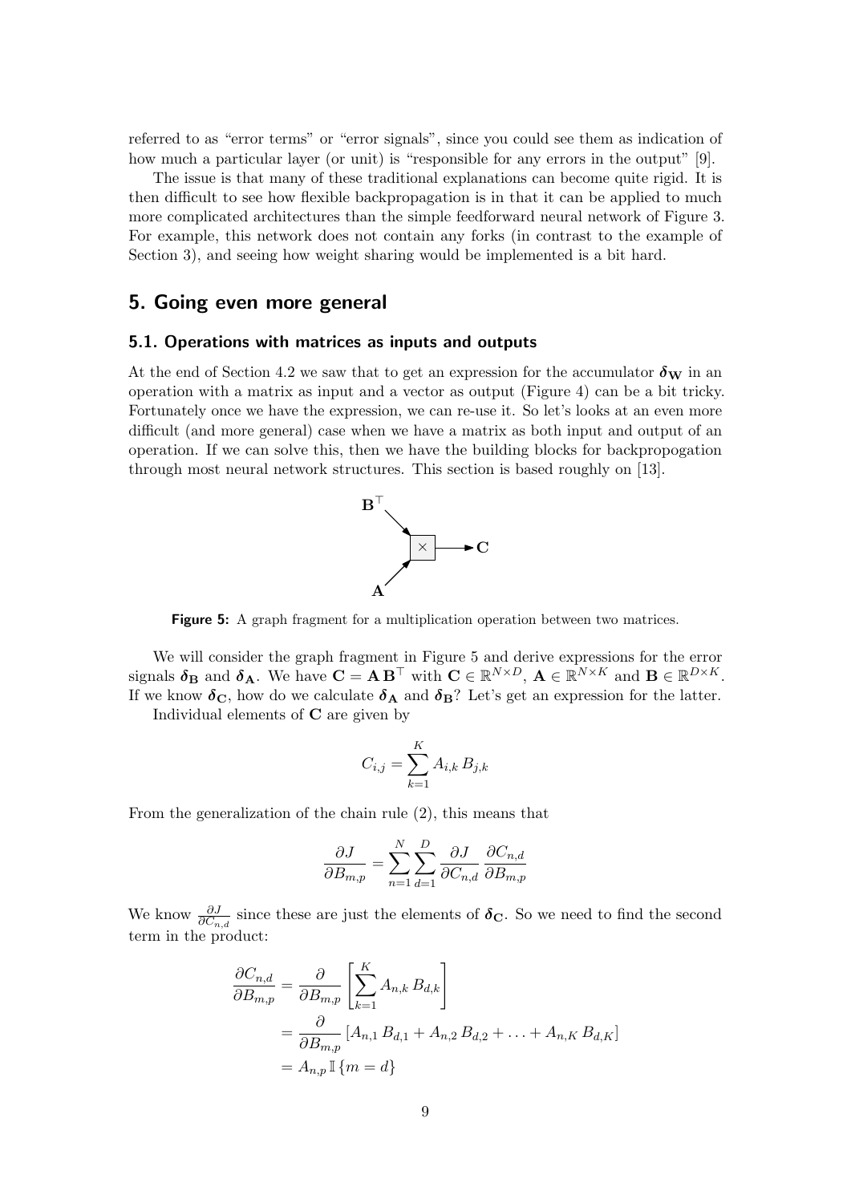referred to as "error terms" or "error signals", since you could see them as indication of how much a particular layer (or unit) is "responsible for any errors in the output" [9].

The issue is that many of these traditional explanations can become quite rigid. It is then difficult to see how flexible backpropagation is in that it can be applied to much more complicated architectures than the simple feedforward neural network of Figure 3. For example, this network does not contain any forks (in contrast to the example of Section 3), and seeing how weight sharing would be implemented is a bit hard.

## 5. Going even more general

### 5.1. Operations with matrices as inputs and outputs

At the end of Section 4.2 we saw that to get an expression for the accumulator $\boldsymbol{\delta}_{\mathbf{W}}$ in an operation with a matrix as input and a vector as output (Figure 4) can be a bit tricky. Fortunately once we have the expression, we can re-use it. So let's looks at an even more difficult (and more general) case when we have a matrix as both input and output of an operation. If we can solve this, then we have the building blocks for backpropogation through most neural network structures. This section is based roughly on [13].

Figure 5: A graph fragment for a multiplication operation between two matrices.

We will consider the graph fragment in Figure 5 and derive expressions for the error signals $\boldsymbol{\delta}_{\mathbf{B}}$ and $\boldsymbol{\delta}_{\mathbf{A}}$. We have $\mathbf{C} = \mathbf{A}\,\mathbf{B}^\top$ with $\mathbf{C} \in \mathbb{R}^{N \times D}$, $\mathbf{A} \in \mathbb{R}^{N \times K}$ and $\mathbf{B} \in \mathbb{R}^{D \times K}$. If we know $\boldsymbol{\delta}_{\mathbf{C}}$, how do we calculate $\boldsymbol{\delta}_{\mathbf{A}}$ and $\boldsymbol{\delta}_{\mathbf{B}}$? Let's get an expression for the latter.

Individual elements of $\mathbf{C}$ are given by

$$C_{i,j} = \sum_{k=1}^{K} A_{i,k}\, B_{j,k}$$

From the generalization of the chain rule (2), this means that

$$\frac{\partial J}{\partial B_{m,p}} = \sum_{n=1}^{N} \sum_{d=1}^{D} \frac{\partial J}{\partial C_{n,d}} \, \frac{\partial C_{n,d}}{\partial B_{m,p}}$$

We know $\frac{\partial J}{\partial C_{n,d}}$ since these are just the elements of $\boldsymbol{\delta}_{\mathbf{C}}$. So we need to find the second term in the product:

$$\begin{aligned}
\frac{\partial C_{n,d}}{\partial B_{m,p}} &= \frac{\partial}{\partial B_{m,p}} \left[ \sum_{k=1}^{K} A_{n,k}\, B_{d,k} \right] \\
&= \frac{\partial}{\partial B_{m,p}} \left[ A_{n,1}\, B_{d,1} + A_{n,2}\, B_{d,2} + \ldots + A_{n,K}\, B_{d,K} \right] \\
&= A_{n,p}\, \mathbb{I}\left\{ m = d \right\}
\end{aligned}$$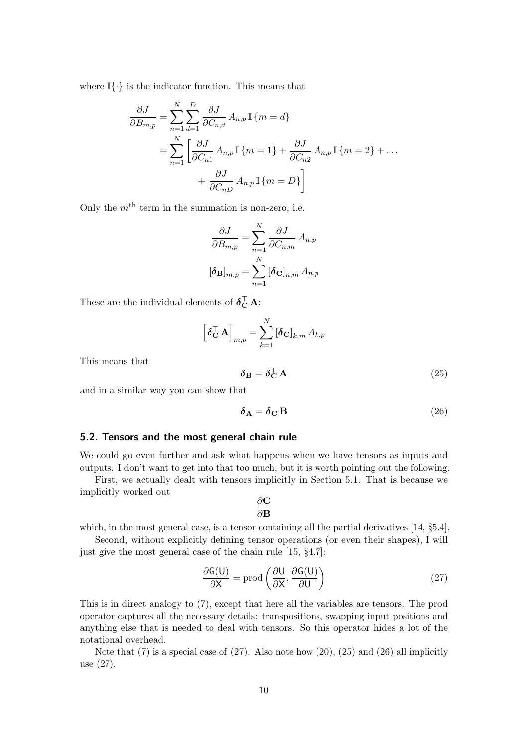where $\mathbb{I}\{\cdot\}$ is the indicator function. This means that

$$
\begin{aligned}
\frac{\partial J}{\partial B_{m,p}} &= \sum_{n=1}^{N} \sum_{d=1}^{D} \frac{\partial J}{\partial C_{n,d}} \, A_{n,p} \, \mathbb{I}\{m = d\} \\
&= \sum_{n=1}^{N} \Bigg[ \frac{\partial J}{\partial C_{n1}} \, A_{n,p} \, \mathbb{I}\{m = 1\} + \frac{\partial J}{\partial C_{n2}} \, A_{n,p} \, \mathbb{I}\{m = 2\} + \ldots \\
&\qquad + \frac{\partial J}{\partial C_{nD}} \, A_{n,p} \, \mathbb{I}\{m = D\} \Bigg]
\end{aligned}
$$

Only the $m^{\text{th}}$ term in the summation is non-zero, i.e.

$$
\begin{aligned}
\frac{\partial J}{\partial B_{m,p}} &= \sum_{n=1}^{N} \frac{\partial J}{\partial C_{n,m}} \, A_{n,p} \\
[\boldsymbol{\delta}_{\mathbf{B}}]_{m,p} &= \sum_{n=1}^{N} [\boldsymbol{\delta}_{\mathbf{C}}]_{n,m} \, A_{n,p}
\end{aligned}
$$

These are the individual elements of $\boldsymbol{\delta}_{\mathbf{C}}^{\top} \mathbf{A}$:

$$
\left[ \boldsymbol{\delta}_{\mathbf{C}}^{\top} \mathbf{A} \right]_{m,p} = \sum_{k=1}^{N} [\boldsymbol{\delta}_{\mathbf{C}}]_{k,m} \, A_{k,p}
$$

This means that

$$
\boldsymbol{\delta}_{\mathbf{B}} = \boldsymbol{\delta}_{\mathbf{C}}^{\top} \mathbf{A} \tag{25}
$$

and in a similar way you can show that

$$
\boldsymbol{\delta}_{\mathbf{A}} = \boldsymbol{\delta}_{\mathbf{C}} \, \mathbf{B} \tag{26}
$$

### 5.2. Tensors and the most general chain rule

We could go even further and ask what happens when we have tensors as inputs and outputs. I don't want to get into that too much, but it is worth pointing out the following.

First, we actually dealt with tensors implicitly in Section 5.1. That is because we implicitly worked out

$$
\frac{\partial \mathbf{C}}{\partial \mathbf{B}}
$$

which, in the most general case, is a tensor containing all the partial derivatives [14, §5.4].

Second, without explicitly defining tensor operations (or even their shapes), I will just give the most general case of the chain rule [15, §4.7]:

$$
\frac{\partial \mathsf{G}(\mathsf{U})}{\partial \mathsf{X}} = \operatorname{prod}\left( \frac{\partial \mathsf{U}}{\partial \mathsf{X}}, \frac{\partial \mathsf{G}(\mathsf{U})}{\partial \mathsf{U}} \right) \tag{27}
$$

This is in direct analogy to (7), except that here all the variables are tensors. The prod operator captures all the necessary details: transpositions, swapping input positions and anything else that is needed to deal with tensors. So this operator hides a lot of the notational overhead.

Note that (7) is a special case of (27). Also note how (20), (25) and (26) all implicitly use (27).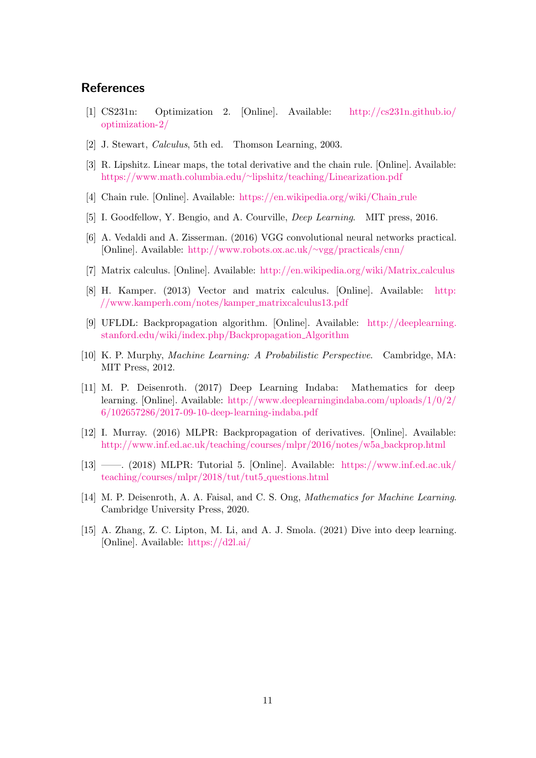## References

[1] CS231n: Optimization 2. [Online]. Available: http://cs231n.github.io/optimization-2/

[2] J. Stewart, *Calculus*, 5th ed. Thomson Learning, 2003.

[3] R. Lipshitz. Linear maps, the total derivative and the chain rule. [Online]. Available: https://www.math.columbia.edu/~lipshitz/teaching/Linearization.pdf

[4] Chain rule. [Online]. Available: https://en.wikipedia.org/wiki/Chain_rule

[5] I. Goodfellow, Y. Bengio, and A. Courville, *Deep Learning*. MIT press, 2016.

[6] A. Vedaldi and A. Zisserman. (2016) VGG convolutional neural networks practical. [Online]. Available: http://www.robots.ox.ac.uk/~vgg/practicals/cnn/

[7] Matrix calculus. [Online]. Available: http://en.wikipedia.org/wiki/Matrix_calculus

[8] H. Kamper. (2013) Vector and matrix calculus. [Online]. Available: http://www.kamperh.com/notes/kamper_matrixcalculus13.pdf

[9] UFLDL: Backpropagation algorithm. [Online]. Available: http://deeplearning.stanford.edu/wiki/index.php/Backpropagation_Algorithm

[10] K. P. Murphy, *Machine Learning: A Probabilistic Perspective*. Cambridge, MA: MIT Press, 2012.

[11] M. P. Deisenroth. (2017) Deep Learning Indaba: Mathematics for deep learning. [Online]. Available: http://www.deeplearningindaba.com/uploads/1/0/2/6/102657286/2017-09-10-deep-learning-indaba.pdf

[12] I. Murray. (2016) MLPR: Backpropagation of derivatives. [Online]. Available: http://www.inf.ed.ac.uk/teaching/courses/mlpr/2016/notes/w5a_backprop.html

[13] ——. (2018) MLPR: Tutorial 5. [Online]. Available: https://www.inf.ed.ac.uk/teaching/courses/mlpr/2018/tut/tut5_questions.html

[14] M. P. Deisenroth, A. A. Faisal, and C. S. Ong, *Mathematics for Machine Learning*. Cambridge University Press, 2020.

[15] A. Zhang, Z. C. Lipton, M. Li, and A. J. Smola. (2021) Dive into deep learning. [Online]. Available: https://d2l.ai/